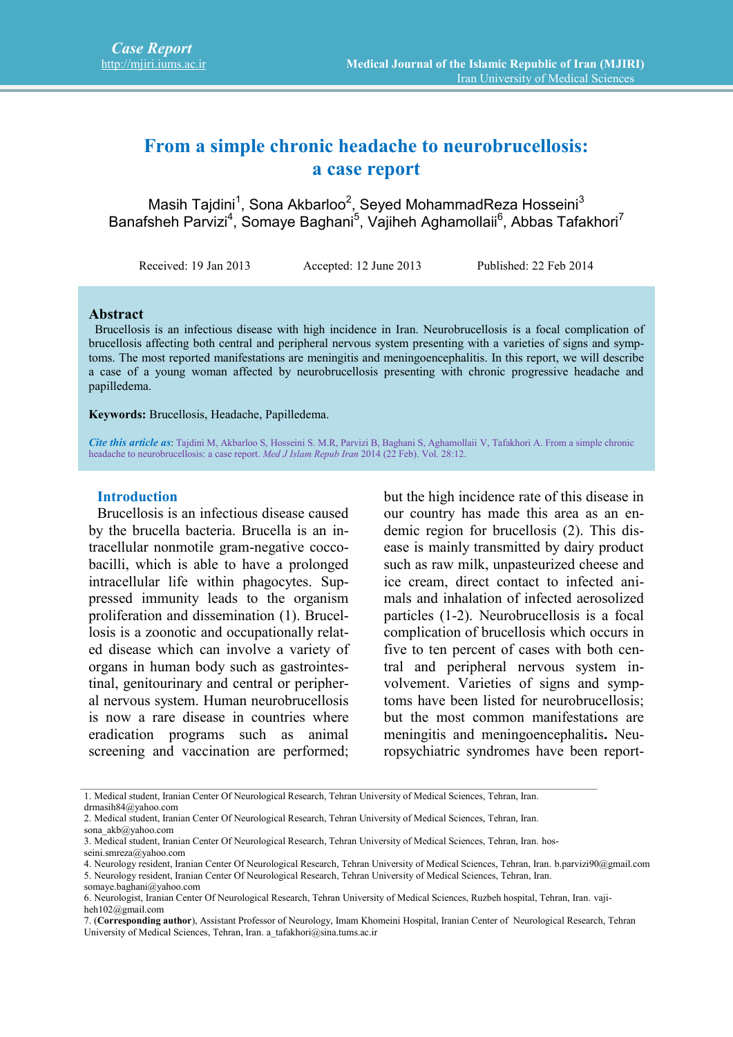Case Report
http://mjiri.iums.ac.ir

Medical Journal of the Islamic Republic of Iran (MJIRI)
Iran University of Medical Sciences

# From a simple chronic headache to neurobrucellosis: a case report

Masih Tajdini[1], Sona Akbarloo[2], Seyed MohammadReza Hosseini[3]
Banafsheh Parvizi[4], Somaye Baghani[5], Vajiheh Aghamollaii[6], Abbas Tafakhori[7]

Received: 19 Jan 2013 Accepted: 12 June 2013 Published: 22 Feb 2014

## Abstract

Brucellosis is an infectious disease with high incidence in Iran. Neurobrucellosis is a focal complication of brucellosis affecting both central and peripheral nervous system presenting with a varieties of signs and symptoms. The most reported manifestations are meningitis and meningoencephalitis. In this report, we will describe a case of a young woman affected by neurobrucellosis presenting with chronic progressive headache and papilledema.

**Keywords:** Brucellosis, Headache, Papilledema.

***Cite this article as***: Tajdini M, Akbarloo S, Hosseini S. M.R, Parvizi B, Baghani S, Aghamollaii V, Tafakhori A. From a simple chronic headache to neurobrucellosis: a case report. *Med J Islam Repub Iran* 2014 (22 Feb). Vol. 28:12.

## Introduction

Brucellosis is an infectious disease caused by the brucella bacteria. Brucella is an intracellular nonmotile gram-negative coccobacilli, which is able to have a prolonged intracellular life within phagocytes. Suppressed immunity leads to the organism proliferation and dissemination (1). Brucellosis is a zoonotic and occupationally related disease which can involve a variety of organs in human body such as gastrointestinal, genitourinary and central or peripheral nervous system. Human neurobrucellosis is now a rare disease in countries where eradication programs such as animal screening and vaccination are performed; but the high incidence rate of this disease in our country has made this area as an endemic region for brucellosis (2). This disease is mainly transmitted by dairy product such as raw milk, unpasteurized cheese and ice cream, direct contact to infected animals and inhalation of infected aerosolized particles (1-2). Neurobrucellosis is a focal complication of brucellosis which occurs in five to ten percent of cases with both central and peripheral nervous system involvement. Varieties of signs and symptoms have been listed for neurobrucellosis; but the most common manifestations are meningitis and meningoencephalitis**.** Neuropsychiatric syndromes have been report-

---

1. Medical student, Iranian Center Of Neurological Research, Tehran University of Medical Sciences, Tehran, Iran. drmasih84@yahoo.com
2. Medical student, Iranian Center Of Neurological Research, Tehran University of Medical Sciences, Tehran, Iran. sona_akb@yahoo.com
3. Medical student, Iranian Center Of Neurological Research, Tehran University of Medical Sciences, Tehran, Iran. hosseini.smreza@yahoo.com
4. Neurology resident, Iranian Center Of Neurological Research, Tehran University of Medical Sciences, Tehran, Iran. b.parvizi90@gmail.com
5. Neurology resident, Iranian Center Of Neurological Research, Tehran University of Medical Sciences, Tehran, Iran. somaye.baghani@yahoo.com
6. Neurologist, Iranian Center Of Neurological Research, Tehran University of Medical Sciences, Ruzbeh hospital, Tehran, Iran. vajiheh102@gmail.com
7. (**Corresponding author**), Assistant Professor of Neurology, Imam Khomeini Hospital, Iranian Center of Neurological Research, Tehran University of Medical Sciences, Tehran, Iran. a_tafakhori@sina.tums.ac.ir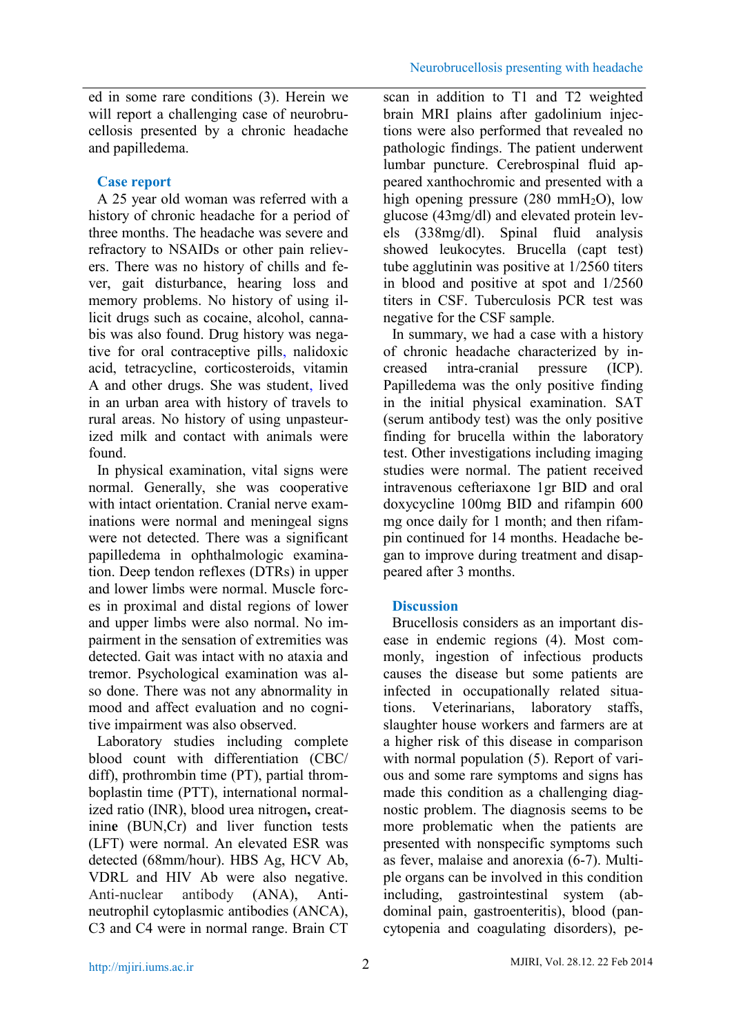ed in some rare conditions (3). Herein we will report a challenging case of neurobrucellosis presented by a chronic headache and papilledema.

## Case report

A 25 year old woman was referred with a history of chronic headache for a period of three months. The headache was severe and refractory to NSAIDs or other pain relievers. There was no history of chills and fever, gait disturbance, hearing loss and memory problems. No history of using illicit drugs such as cocaine, alcohol, cannabis was also found. Drug history was negative for oral contraceptive pills, nalidoxic acid, tetracycline, corticosteroids, vitamin A and other drugs. She was student, lived in an urban area with history of travels to rural areas. No history of using unpasteurized milk and contact with animals were found.

In physical examination, vital signs were normal. Generally, she was cooperative with intact orientation. Cranial nerve examinations were normal and meningeal signs were not detected. There was a significant papilledema in ophthalmologic examination. Deep tendon reflexes (DTRs) in upper and lower limbs were normal. Muscle forces in proximal and distal regions of lower and upper limbs were also normal. No impairment in the sensation of extremities was detected. Gait was intact with no ataxia and tremor. Psychological examination was also done. There was not any abnormality in mood and affect evaluation and no cognitive impairment was also observed.

Laboratory studies including complete blood count with differentiation (CBC/diff), prothrombin time (PT), partial thromboplastin time (PTT), international normalized ratio (INR), blood urea nitrogen**,** creatinin**e** (BUN,Cr) and liver function tests (LFT) were normal. An elevated ESR was detected (68mm/hour). HBS Ag, HCV Ab, VDRL and HIV Ab were also negative. Anti-nuclear antibody (ANA), Anti-neutrophil cytoplasmic antibodies (ANCA), C3 and C4 were in normal range. Brain CT scan in addition to T1 and T2 weighted brain MRI plains after gadolinium injections were also performed that revealed no pathologic findings. The patient underwent lumbar puncture. Cerebrospinal fluid appeared xanthochromic and presented with a high opening pressure (280 mm$H_2O$), low glucose (43mg/dl) and elevated protein levels (338mg/dl). Spinal fluid analysis showed leukocytes. Brucella (capt test) tube agglutinin was positive at 1/2560 titers in blood and positive at spot and 1/2560 titers in CSF. Tuberculosis PCR test was negative for the CSF sample.

In summary, we had a case with a history of chronic headache characterized by increased intra-cranial pressure (ICP). Papilledema was the only positive finding in the initial physical examination. SAT (serum antibody test) was the only positive finding for brucella within the laboratory test. Other investigations including imaging studies were normal. The patient received intravenous cefteriaxone 1gr BID and oral doxycycline 100mg BID and rifampin 600 mg once daily for 1 month; and then rifampin continued for 14 months. Headache began to improve during treatment and disappeared after 3 months.

## Discussion

Brucellosis considers as an important disease in endemic regions (4). Most commonly, ingestion of infectious products causes the disease but some patients are infected in occupationally related situations. Veterinarians, laboratory staffs, slaughter house workers and farmers are at a higher risk of this disease in comparison with normal population (5). Report of various and some rare symptoms and signs has made this condition as a challenging diagnostic problem. The diagnosis seems to be more problematic when the patients are presented with nonspecific symptoms such as fever, malaise and anorexia (6-7). Multiple organs can be involved in this condition including, gastrointestinal system (abdominal pain, gastroenteritis), blood (pancytopenia and coagulating disorders), pe-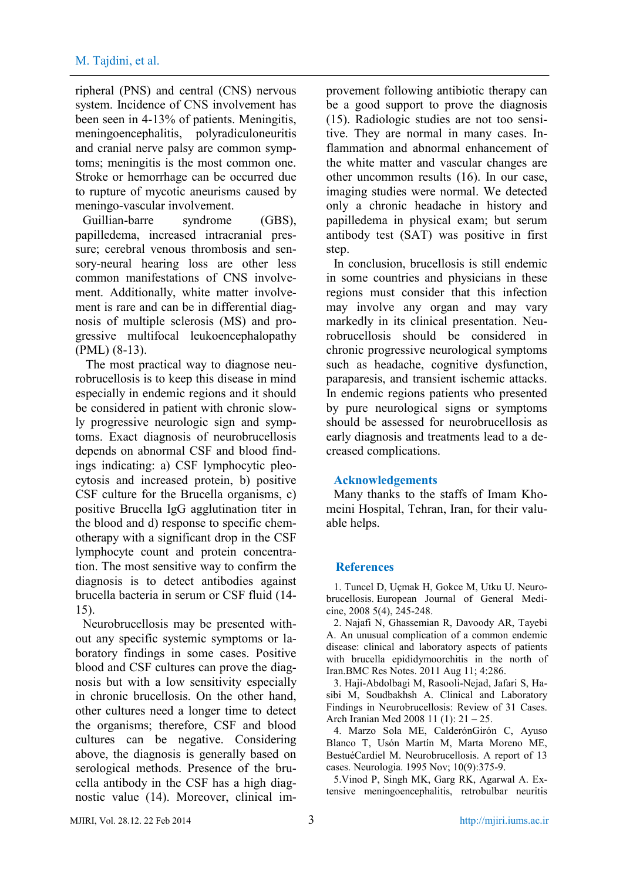ripheral (PNS) and central (CNS) nervous system. Incidence of CNS involvement has been seen in 4-13% of patients. Meningitis, meningoencephalitis, polyradiculoneuritis and cranial nerve palsy are common symptoms; meningitis is the most common one. Stroke or hemorrhage can be occurred due to rupture of mycotic aneurisms caused by meningo-vascular involvement.

Guillian-barre syndrome (GBS), papilledema, increased intracranial pressure; cerebral venous thrombosis and sensory-neural hearing loss are other less common manifestations of CNS involvement. Additionally, white matter involvement is rare and can be in differential diagnosis of multiple sclerosis (MS) and progressive multifocal leukoencephalopathy (PML) (8-13).

The most practical way to diagnose neurobrucellosis is to keep this disease in mind especially in endemic regions and it should be considered in patient with chronic slowly progressive neurologic sign and symptoms. Exact diagnosis of neurobrucellosis depends on abnormal CSF and blood findings indicating: a) CSF lymphocytic pleocytosis and increased protein, b) positive CSF culture for the Brucella organisms, c) positive Brucella IgG agglutination titer in the blood and d) response to specific chemotherapy with a significant drop in the CSF lymphocyte count and protein concentration. The most sensitive way to confirm the diagnosis is to detect antibodies against brucella bacteria in serum or CSF fluid (14-15).

Neurobrucellosis may be presented without any specific systemic symptoms or laboratory findings in some cases. Positive blood and CSF cultures can prove the diagnosis but with a low sensitivity especially in chronic brucellosis. On the other hand, other cultures need a longer time to detect the organisms; therefore, CSF and blood cultures can be negative. Considering above, the diagnosis is generally based on serological methods. Presence of the brucella antibody in the CSF has a high diagnostic value (14). Moreover, clinical improvement following antibiotic therapy can be a good support to prove the diagnosis (15). Radiologic studies are not too sensitive. They are normal in many cases. Inflammation and abnormal enhancement of the white matter and vascular changes are other uncommon results (16). In our case, imaging studies were normal. We detected only a chronic headache in history and papilledema in physical exam; but serum antibody test (SAT) was positive in first step.

In conclusion, brucellosis is still endemic in some countries and physicians in these regions must consider that this infection may involve any organ and may vary markedly in its clinical presentation. Neurobrucellosis should be considered in chronic progressive neurological symptoms such as headache, cognitive dysfunction, paraparesis, and transient ischemic attacks. In endemic regions patients who presented by pure neurological signs or symptoms should be assessed for neurobrucellosis as early diagnosis and treatments lead to a decreased complications.

## Acknowledgements

Many thanks to the staffs of Imam Khomeini Hospital, Tehran, Iran, for their valuable helps.

## References

1. Tuncel D, Uçmak H, Gokce M, Utku U. Neurobrucellosis. European Journal of General Medicine, 2008 5(4), 245-248.
2. Najafi N, Ghassemian R, Davoody AR, Tayebi A. An unusual complication of a common endemic disease: clinical and laboratory aspects of patients with brucella epididymoorchitis in the north of Iran.BMC Res Notes. 2011 Aug 11; 4:286.
3. Haji-Abdolbagi M, Rasooli-Nejad, Jafari S, Hasibi M, Soudbakhsh A. Clinical and Laboratory Findings in Neurobrucellosis: Review of 31 Cases. Arch Iranian Med 2008 11 (1): 21 – 25.
4. Marzo Sola ME, CalderónGirón C, Ayuso Blanco T, Usón Martín M, Marta Moreno ME, BestuéCardiel M. Neurobrucellosis. A report of 13 cases. Neurologia. 1995 Nov; 10(9):375-9.
5. Vinod P, Singh MK, Garg RK, Agarwal A. Extensive meningoencephalitis, retrobulbar neuritis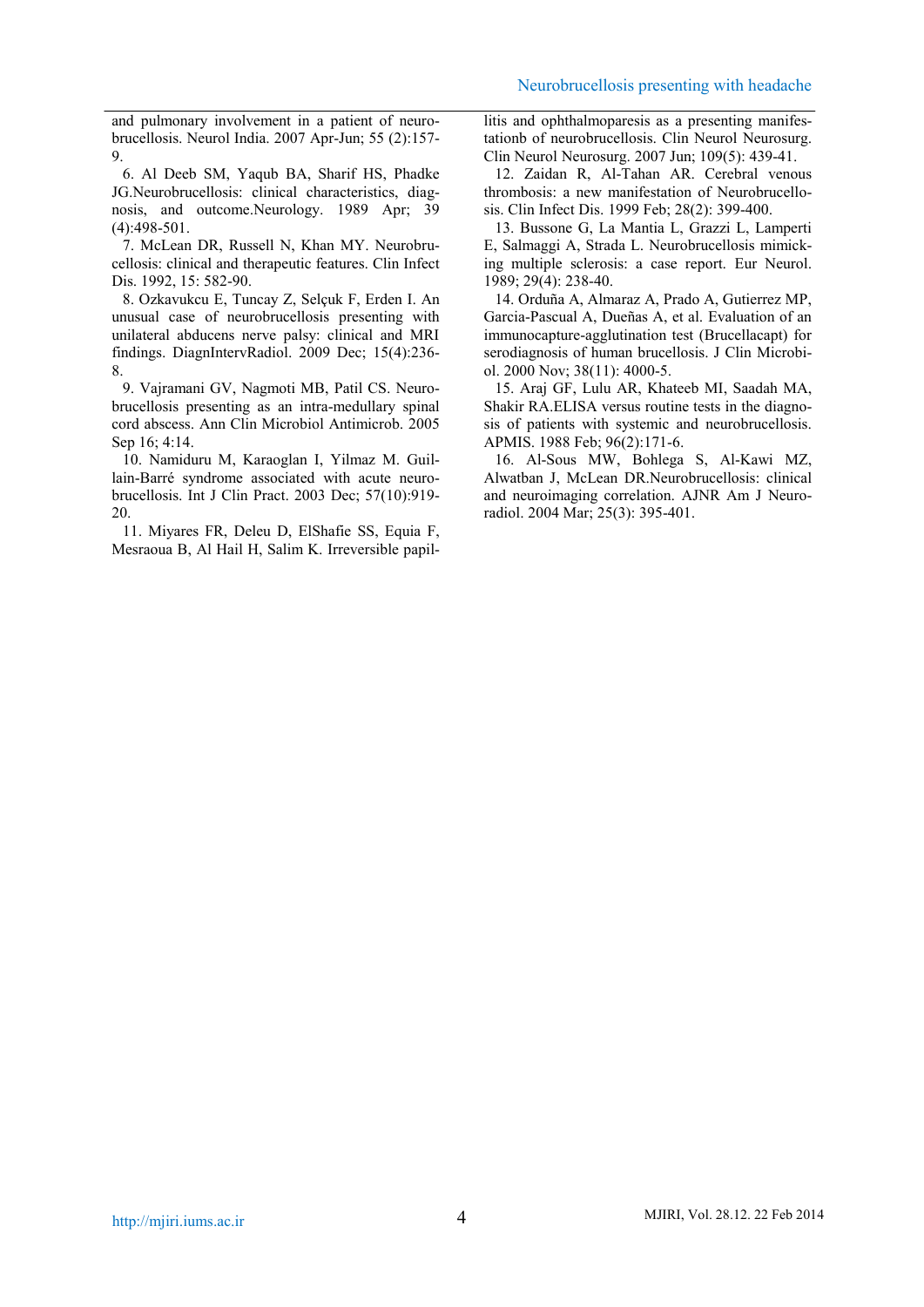and pulmonary involvement in a patient of neurobrucellosis. Neurol India. 2007 Apr-Jun; 55 (2):157-9.

6. Al Deeb SM, Yaqub BA, Sharif HS, Phadke JG.Neurobrucellosis: clinical characteristics, diagnosis, and outcome.Neurology. 1989 Apr; 39 (4):498-501.

7. McLean DR, Russell N, Khan MY. Neurobrucellosis: clinical and therapeutic features. Clin Infect Dis. 1992, 15: 582-90.

8. Ozkavukcu E, Tuncay Z, Selçuk F, Erden I. An unusual case of neurobrucellosis presenting with unilateral abducens nerve palsy: clinical and MRI findings. DiagnIntervRadiol. 2009 Dec; 15(4):236-8.

9. Vajramani GV, Nagmoti MB, Patil CS. Neurobrucellosis presenting as an intra-medullary spinal cord abscess. Ann Clin Microbiol Antimicrob. 2005 Sep 16; 4:14.

10. Namiduru M, Karaoglan I, Yilmaz M. Guillain-Barré syndrome associated with acute neurobrucellosis. Int J Clin Pract. 2003 Dec; 57(10):919-20.

11. Miyares FR, Deleu D, ElShafie SS, Equia F, Mesraoua B, Al Hail H, Salim K. Irreversible papillitis and ophthalmoparesis as a presenting manifestationb of neurobrucellosis. Clin Neurol Neurosurg. Clin Neurol Neurosurg. 2007 Jun; 109(5): 439-41.

12. Zaidan R, Al-Tahan AR. Cerebral venous thrombosis: a new manifestation of Neurobrucellosis. Clin Infect Dis. 1999 Feb; 28(2): 399-400.

13. Bussone G, La Mantia L, Grazzi L, Lamperti E, Salmaggi A, Strada L. Neurobrucellosis mimicking multiple sclerosis: a case report. Eur Neurol. 1989; 29(4): 238-40.

14. Orduña A, Almaraz A, Prado A, Gutierrez MP, Garcia-Pascual A, Dueñas A, et al. Evaluation of an immunocapture-agglutination test (Brucellacapt) for serodiagnosis of human brucellosis. J Clin Microbiol. 2000 Nov; 38(11): 4000-5.

15. Araj GF, Lulu AR, Khateeb MI, Saadah MA, Shakir RA.ELISA versus routine tests in the diagnosis of patients with systemic and neurobrucellosis. APMIS. 1988 Feb; 96(2):171-6.

16. Al-Sous MW, Bohlega S, Al-Kawi MZ, Alwatban J, McLean DR.Neurobrucellosis: clinical and neuroimaging correlation. AJNR Am J Neuroradiol. 2004 Mar; 25(3): 395-401.